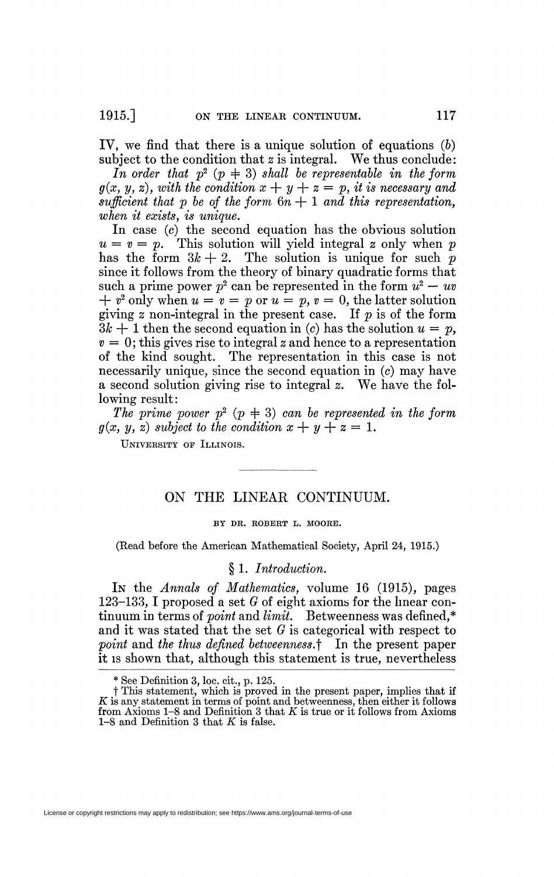IV, we find that there is a unique solution of equations (*b*) subject to the condition that $z$ is integral. We thus conclude:

*In order that* $p^2$ $(p \neq 3)$ *shall be representable in the form* $g(x, y, z)$, *with the condition* $x + y + z = p$, *it is necessary and sufficient that* $p$ *be of the form* $6n + 1$ *and this representation, when it exists, is unique.*

In case (*c*) the second equation has the obvious solution $u = v = p$. This solution will yield integral $z$ only when $p$ has the form $3k + 2$. The solution is unique for such $p$ since it follows from the theory of binary quadratic forms that such a prime power $p^2$ can be represented in the form $u^2 - uv + v^2$ only when $u = v = p$ or $u = p$, $v = 0$, the latter solution giving $z$ non-integral in the present case. If $p$ is of the form $3k + 1$ then the second equation in (*c*) has the solution $u = p$, $v = 0$; this gives rise to integral $z$ and hence to a representation of the kind sought. The representation in this case is not necessarily unique, since the second equation in (*c*) may have a second solution giving rise to integral $z$. We have the following result:

*The prime power* $p^2$ $(p \neq 3)$ *can be represented in the form* $g(x, y, z)$ *subject to the condition* $x + y + z = 1$.

UNIVERSITY OF ILLINOIS.

---

# ON THE LINEAR CONTINUUM.

BY DR. ROBERT L. MOORE.

(Read before the American Mathematical Society, April 24, 1915.)

## § 1. *Introduction.*

IN the *Annals of Mathematics*, volume 16 (1915), pages 123–133, I proposed a set $G$ of eight axioms for the linear continuum in terms of *point* and *limit*. Betweenness was defined,* and it was stated that the set $G$ is categorical with respect to *point* and *the thus defined betweenness*.† In the present paper it is shown that, although this statement is true, nevertheless

---

* See Definition 3, loc. cit., p. 125.

† This statement, which is proved in the present paper, implies that if $K$ is any statement in terms of point and betweenness, then either it follows from Axioms 1–8 and Definition 3 that $K$ is true or it follows from Axioms 1–8 and Definition 3 that $K$ is false.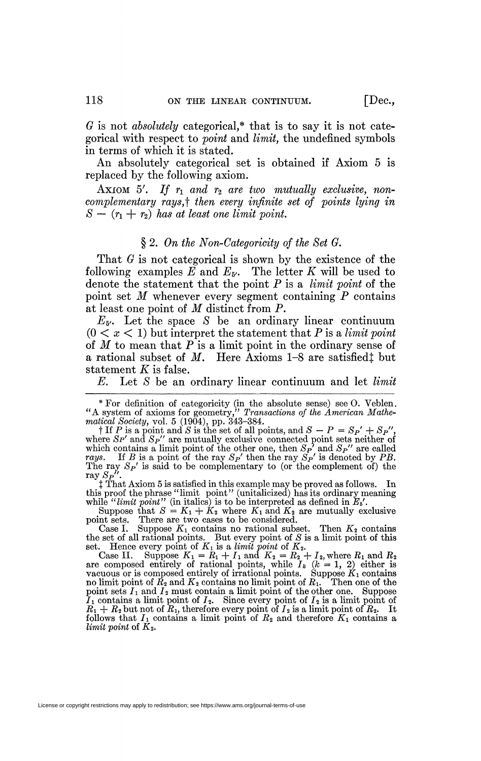*G* is not *absolutely* categorical,* that is to say it is not categorical with respect to *point* and *limit*, the undefined symbols in terms of which it is stated.

An absolutely categorical set is obtained if Axiom 5 is replaced by the following axiom.

AXIOM 5′. *If $r_1$ and $r_2$ are two mutually exclusive, non-complementary rays,† then every infinite set of points lying in $S - (r_1 + r_2)$ has at least one limit point.*

## § 2. *On the Non-Categoricity of the Set G.*

That $G$ is not categorical is shown by the existence of the following examples $E$ and $E_{5'}$. The letter $K$ will be used to denote the statement that the point $P$ is a *limit point* of the point set $M$ whenever every segment containing $P$ contains at least one point of $M$ distinct from $P$.

$E_{5'}$. Let the space $S$ be an ordinary linear continuum $(0 < x < 1)$ but interpret the statement that $P$ is a *limit point* of $M$ to mean that $P$ is a limit point in the ordinary sense of a rational subset of $M$. Here Axioms 1–8 are satisfied‡ but statement $K$ is false.

$E$. Let $S$ be an ordinary linear continuum and let *limit*

---

* For definition of categoricity (in the absolute sense) see O. Veblen, "A system of axioms for geometry," *Transactions of the American Mathematical Society*, vol. 5 (1904), pp. 343–384.

† If $P$ is a point and $S$ is the set of all points, and $S - P = S_P' + S_P''$, where $S_P'$ and $S_P''$ are mutually exclusive connected point sets neither of which contains a limit point of the other one, then $S_P'$ and $S_P''$ are called *rays*. If $B$ is a point of the ray $S_P'$ then the ray $S_P'$ is denoted by $PB$. The ray $S_P'$ is said to be complementary to (or the complement of) the ray $S_P''$.

‡ That Axiom 5 is satisfied in this example may be proved as follows. In this proof the phrase "limit point" (unitalicized) has its ordinary meaning while "*limit point*" (in italics) is to be interpreted as defined in $E_5'$.

Suppose that $S = K_1 + K_2$ where $K_1$ and $K_2$ are mutually exclusive point sets. There are two cases to be considered.

Case I. Suppose $K_1$ contains no rational subset. Then $K_2$ contains the set of all rational points. But every point of $S$ is a limit point of this set. Hence every point of $K_1$ is a *limit point* of $K_2$.

Case II. Suppose $K_1 = R_1 + I_1$ and $K_2 = R_2 + I_2$, where $R_1$ and $R_2$ are composed entirely of rational points, while $I_k$ $(k = 1, 2)$ either is vacuous or is composed entirely of irrational points. Suppose $K_1$ contains no limit point of $R_2$ and $K_2$ contains no limit point of $R_1$. Then one of the point sets $I_1$ and $I_2$ must contain a limit point of the other one. Suppose $I_1$ contains a limit point of $I_2$. Since every point of $I_2$ is a limit point of $R_1 + R_2$ but not of $R_1$, therefore every point of $I_2$ is a limit point of $R_2$. It follows that $I_1$ contains a limit point of $R_2$ and therefore $K_1$ contains a *limit point* of $K_2$.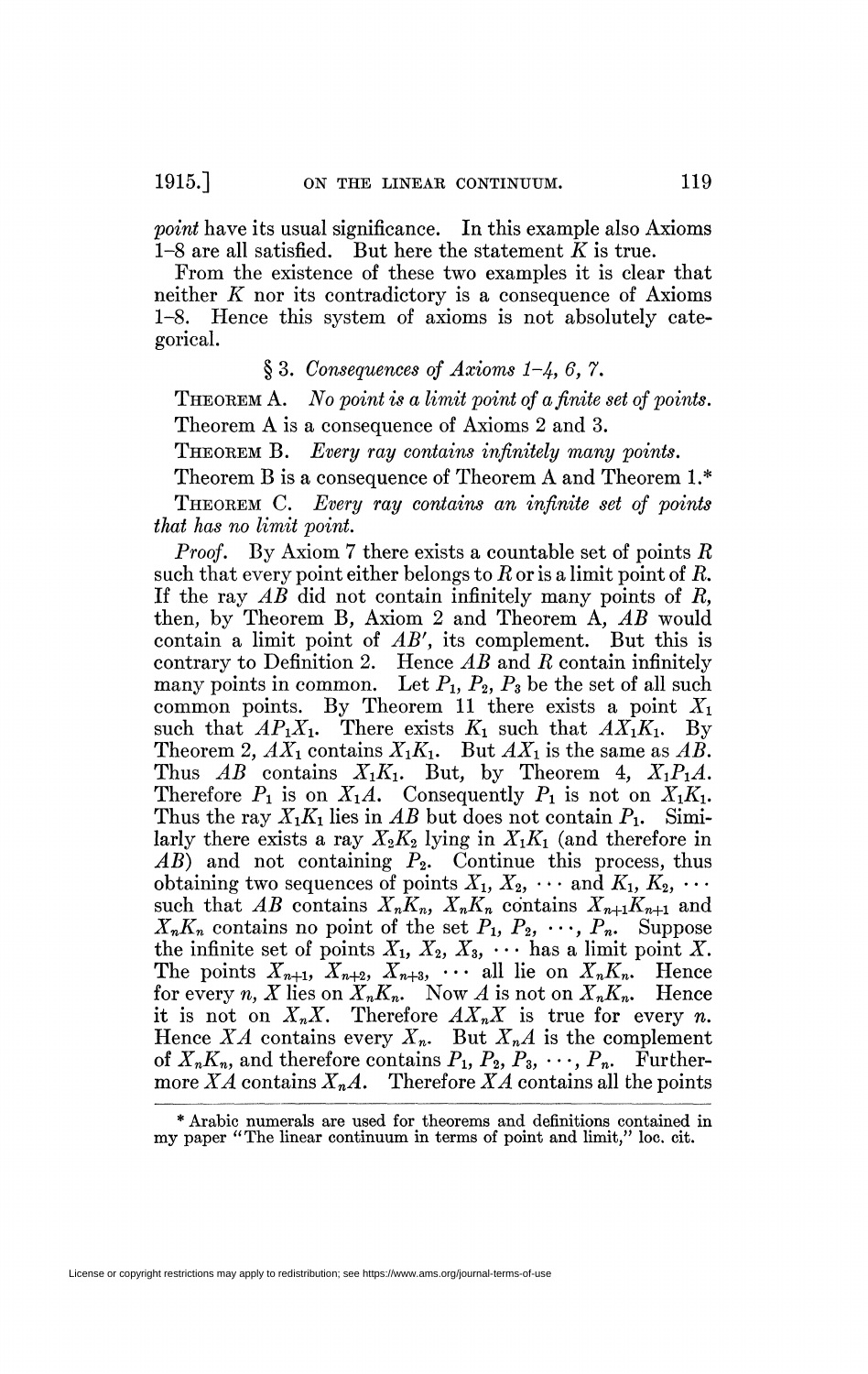*point* have its usual significance. In this example also Axioms 1–8 are all satisfied. But here the statement $K$ is true.

From the existence of these two examples it is clear that neither $K$ nor its contradictory is a consequence of Axioms 1–8. Hence this system of axioms is not absolutely categorical.

### § 3. *Consequences of Axioms 1–4, 6, 7.*

THEOREM A. *No point is a limit point of a finite set of points.*

Theorem A is a consequence of Axioms 2 and 3.

THEOREM B. *Every ray contains infinitely many points.*

Theorem B is a consequence of Theorem A and Theorem 1.*

THEOREM C. *Every ray contains an infinite set of points that has no limit point.*

*Proof.* By Axiom 7 there exists a countable set of points $R$ such that every point either belongs to $R$ or is a limit point of $R$. If the ray $AB$ did not contain infinitely many points of $R$, then, by Theorem B, Axiom 2 and Theorem A, $AB$ would contain a limit point of $AB'$, its complement. But this is contrary to Definition 2. Hence $AB$ and $R$ contain infinitely many points in common. Let $P_1, P_2, P_3$ be the set of all such common points. By Theorem 11 there exists a point $X_1$ such that $AP_1X_1$. There exists $K_1$ such that $AX_1K_1$. By Theorem 2, $AX_1$ contains $X_1K_1$. But $AX_1$ is the same as $AB$. Thus $AB$ contains $X_1K_1$. But, by Theorem 4, $X_1P_1A$. Therefore $P_1$ is on $X_1A$. Consequently $P_1$ is not on $X_1K_1$. Thus the ray $X_1K_1$ lies in $AB$ but does not contain $P_1$. Similarly there exists a ray $X_2K_2$ lying in $X_1K_1$ (and therefore in $AB$) and not containing $P_2$. Continue this process, thus obtaining two sequences of points $X_1, X_2, \cdots$ and $K_1, K_2, \cdots$ such that $AB$ contains $X_nK_n$, $X_nK_n$ contains $X_{n+1}K_{n+1}$ and $X_nK_n$ contains no point of the set $P_1, P_2, \cdots, P_n$. Suppose the infinite set of points $X_1, X_2, X_3, \cdots$ has a limit point $X$. The points $X_{n+1}, X_{n+2}, X_{n+3}, \cdots$ all lie on $X_nK_n$. Hence for every $n$, $X$ lies on $X_nK_n$. Now $A$ is not on $X_nK_n$. Hence it is not on $X_nX$. Therefore $AX_nX$ is true for every $n$. Hence $XA$ contains every $X_n$. But $X_nA$ is the complement of $X_nK_n$, and therefore contains $P_1, P_2, P_3, \cdots, P_n$. Furthermore $XA$ contains $X_nA$. Therefore $XA$ contains all the points

* Arabic numerals are used for theorems and definitions contained in my paper "The linear continuum in terms of point and limit," loc. cit.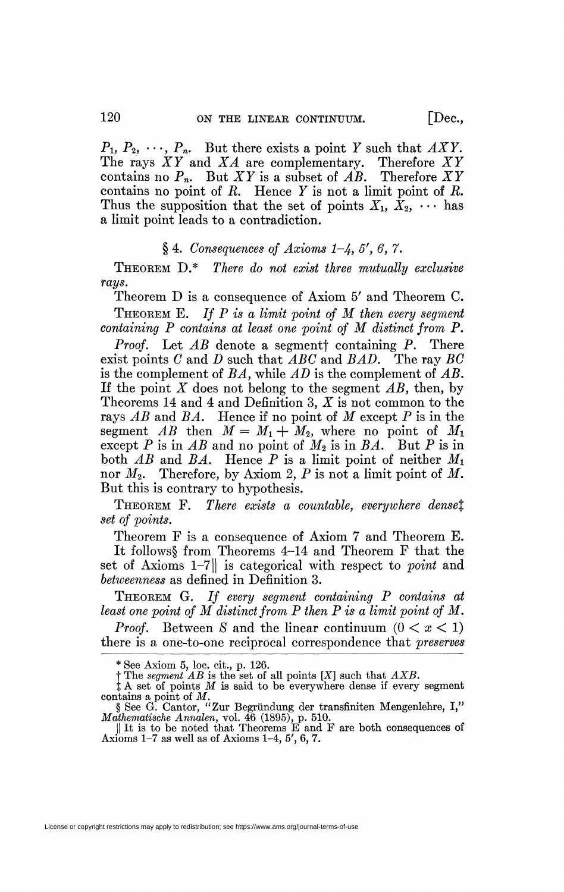$P_1, P_2, \cdots, P_n$. But there exists a point $Y$ such that $AXY$. The rays $XY$ and $XA$ are complementary. Therefore $XY$ contains no $P_n$. But $XY$ is a subset of $AB$. Therefore $XY$ contains no point of $R$. Hence $Y$ is not a limit point of $R$. Thus the supposition that the set of points $X_1, X_2, \cdots$ has a limit point leads to a contradiction.

### § 4. *Consequences of Axioms 1–4, 5′, 6, 7.*

THEOREM D.* *There do not exist three mutually exclusive rays.*

Theorem D is a consequence of Axiom 5′ and Theorem C.

THEOREM E. *If $P$ is a limit point of $M$ then every segment containing $P$ contains at least one point of $M$ distinct from $P$.*

*Proof.* Let $AB$ denote a segment† containing $P$. There exist points $C$ and $D$ such that $ABC$ and $BAD$. The ray $BC$ is the complement of $BA$, while $AD$ is the complement of $AB$. If the point $X$ does not belong to the segment $AB$, then, by Theorems 14 and 4 and Definition 3, $X$ is not common to the rays $AB$ and $BA$. Hence if no point of $M$ except $P$ is in the segment $AB$ then $M = M_1 + M_2$, where no point of $M_1$ except $P$ is in $AB$ and no point of $M_2$ is in $BA$. But $P$ is in both $AB$ and $BA$. Hence $P$ is a limit point of neither $M_1$ nor $M_2$. Therefore, by Axiom 2, $P$ is not a limit point of $M$. But this is contrary to hypothesis.

THEOREM F. *There exists a countable, everywhere dense‡ set of points.*

Theorem F is a consequence of Axiom 7 and Theorem E.

It follows§ from Theorems 4–14 and Theorem F that the set of Axioms 1–7‖ is categorical with respect to *point* and *betweenness* as defined in Definition 3.

THEOREM G. *If every segment containing $P$ contains at least one point of $M$ distinct from $P$ then $P$ is a limit point of $M$.*

*Proof.* Between $S$ and the linear continuum $(0 < x < 1)$ there is a one-to-one reciprocal correspondence that *preserves*

---

\* See Axiom 5, loc. cit., p. 126.

† The *segment* $AB$ is the set of all points $[X]$ such that $AXB$.

‡ A set of points $M$ is said to be everywhere dense if every segment contains a point of $M$.

§ See G. Cantor, "Zur Begründung der transfiniten Mengenlehre, I," *Mathematische Annalen*, vol. 46 (1895), p. 510.

‖ It is to be noted that Theorems E and F are both consequences of Axioms 1–7 as well as of Axioms 1–4, 5′, 6, 7.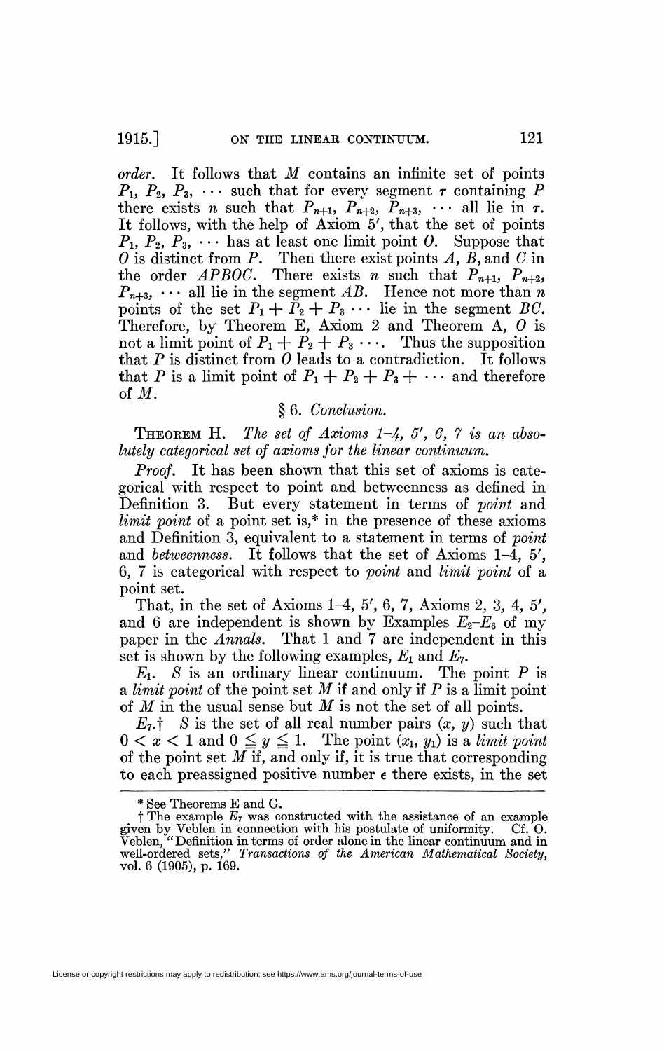*order*. It follows that $M$ contains an infinite set of points $P_1, P_2, P_3, \cdots$ such that for every segment $\tau$ containing $P$ there exists $n$ such that $P_{n+1}, P_{n+2}, P_{n+3}, \cdots$ all lie in $\tau$. It follows, with the help of Axiom 5′, that the set of points $P_1, P_2, P_3, \cdots$ has at least one limit point $O$. Suppose that $O$ is distinct from $P$. Then there exist points $A$, $B$, and $C$ in the order $APBOC$. There exists $n$ such that $P_{n+1}, P_{n+2}, P_{n+3}, \cdots$ all lie in the segment $AB$. Hence not more than $n$ points of the set $P_1 + P_2 + P_3 \cdots$ lie in the segment $BC$. Therefore, by Theorem E, Axiom 2 and Theorem A, $O$ is not a limit point of $P_1 + P_2 + P_3 \cdots$. Thus the supposition that $P$ is distinct from $O$ leads to a contradiction. It follows that $P$ is a limit point of $P_1 + P_2 + P_3 + \cdots$ and therefore of $M$.

## § 6. *Conclusion.*

THEOREM H. *The set of Axioms 1–4, 5′, 6, 7 is an absolutely categorical set of axioms for the linear continuum.*

*Proof.* It has been shown that this set of axioms is categorical with respect to point and betweenness as defined in Definition 3. But every statement in terms of *point* and *limit point* of a point set is,* in the presence of these axioms and Definition 3, equivalent to a statement in terms of *point* and *betweenness*. It follows that the set of Axioms 1–4, 5′, 6, 7 is categorical with respect to *point* and *limit point* of a point set.

That, in the set of Axioms 1–4, 5′, 6, 7, Axioms 2, 3, 4, 5′, and 6 are independent is shown by Examples $E_2$–$E_6$ of my paper in the *Annals*. That 1 and 7 are independent in this set is shown by the following examples, $E_1$ and $E_7$.

$E_1$. *S* is an ordinary linear continuum. The point $P$ is a *limit point* of the point set $M$ if and only if $P$ is a limit point of $M$ in the usual sense but $M$ is not the set of all points.

$E_7$.† *S* is the set of all real number pairs $(x, y)$ such that $0 < x < 1$ and $0 \leqq y \leqq 1$. The point $(x_1, y_1)$ is a *limit point* of the point set $M$ if, and only if, it is true that corresponding to each preassigned positive number $\epsilon$ there exists, in the set

---

\* See Theorems E and G.

† The example $E_7$ was constructed with the assistance of an example given by Veblen in connection with his postulate of uniformity. Cf. O. Veblen, "Definition in terms of order alone in the linear continuum and in well-ordered sets," *Transactions of the American Mathematical Society*, vol. 6 (1905), p. 169.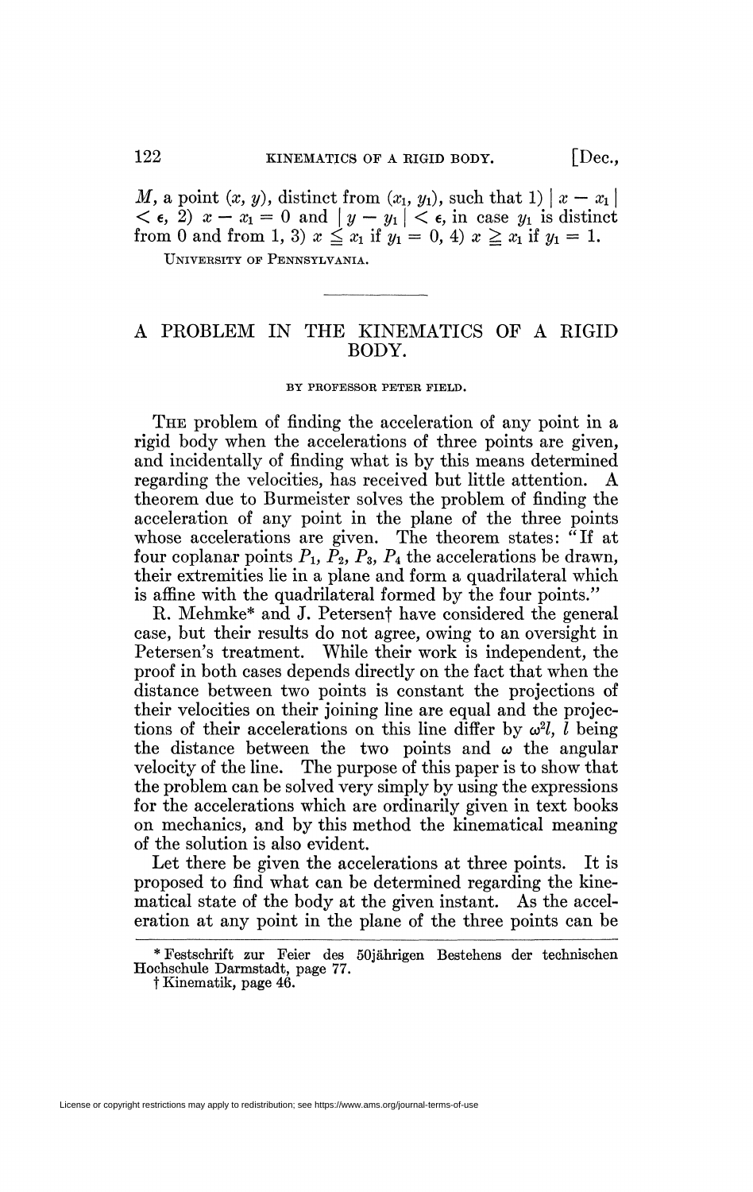$M$, a point $(x, y)$, distinct from $(x_1, y_1)$, such that 1) $| x - x_1 | < \epsilon$, 2) $x - x_1 = 0$ and $| y - y_1 | < \epsilon$, in case $y_1$ is distinct from 0 and from 1, 3) $x \leqq x_1$ if $y_1 = 0$, 4) $x \geqq x_1$ if $y_1 = 1$.

UNIVERSITY OF PENNSYLVANIA.

---

# A PROBLEM IN THE KINEMATICS OF A RIGID BODY.

BY PROFESSOR PETER FIELD.

THE problem of finding the acceleration of any point in a rigid body when the accelerations of three points are given, and incidentally of finding what is by this means determined regarding the velocities, has received but little attention. A theorem due to Burmeister solves the problem of finding the acceleration of any point in the plane of the three points whose accelerations are given. The theorem states: "If at four coplanar points $P_1$, $P_2$, $P_3$, $P_4$ the accelerations be drawn, their extremities lie in a plane and form a quadrilateral which is affine with the quadrilateral formed by the four points."

R. Mehmke* and J. Petersen† have considered the general case, but their results do not agree, owing to an oversight in Petersen's treatment. While their work is independent, the proof in both cases depends directly on the fact that when the distance between two points is constant the projections of their velocities on their joining line are equal and the projections of their accelerations on this line differ by $\omega^2 l$, $l$ being the distance between the two points and $\omega$ the angular velocity of the line. The purpose of this paper is to show that the problem can be solved very simply by using the expressions for the accelerations which are ordinarily given in text books on mechanics, and by this method the kinematical meaning of the solution is also evident.

Let there be given the accelerations at three points. It is proposed to find what can be determined regarding the kinematical state of the body at the given instant. As the acceleration at any point in the plane of the three points can be

---

* Festschrift zur Feier des 50jährigen Bestehens der technischen Hochschule Darmstadt, page 77.

† Kinematik, page 46.